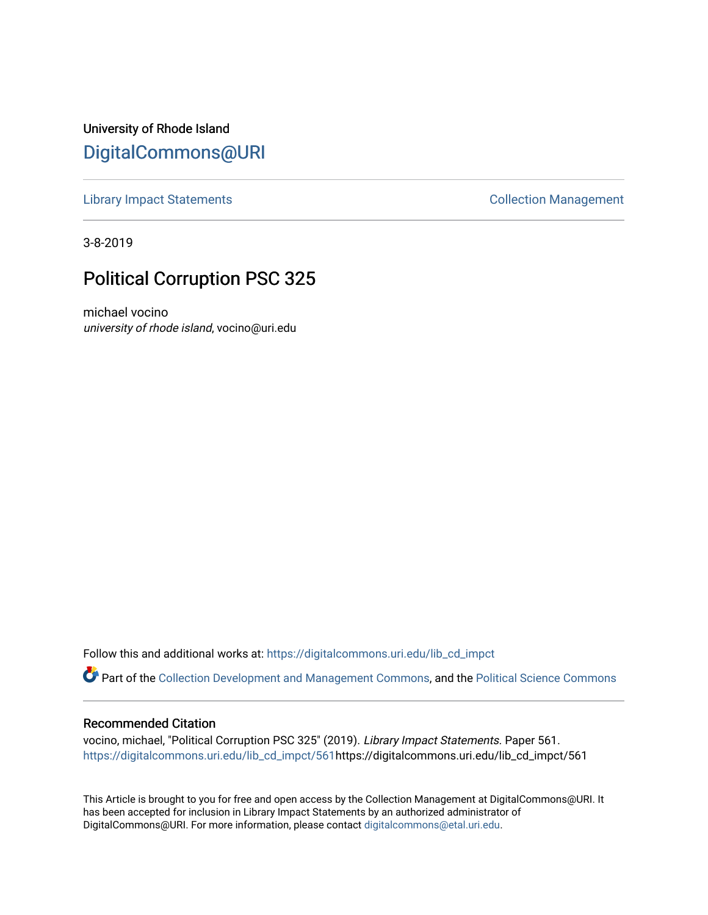University of Rhode Island

# DigitalCommons@URI

Library Impact Statements | Collection Management

3-8-2019

## Political Corruption PSC 325

michael vocino
*university of rhode island*, vocino@uri.edu

Follow this and additional works at: https://digitalcommons.uri.edu/lib_cd_impct

Part of the Collection Development and Management Commons, and the Political Science Commons

### Recommended Citation

vocino, michael, "Political Corruption PSC 325" (2019). *Library Impact Statements.* Paper 561.
https://digitalcommons.uri.edu/lib_cd_impct/561https://digitalcommons.uri.edu/lib_cd_impct/561

This Article is brought to you for free and open access by the Collection Management at DigitalCommons@URI. It has been accepted for inclusion in Library Impact Statements by an authorized administrator of DigitalCommons@URI. For more information, please contact digitalcommons@etal.uri.edu.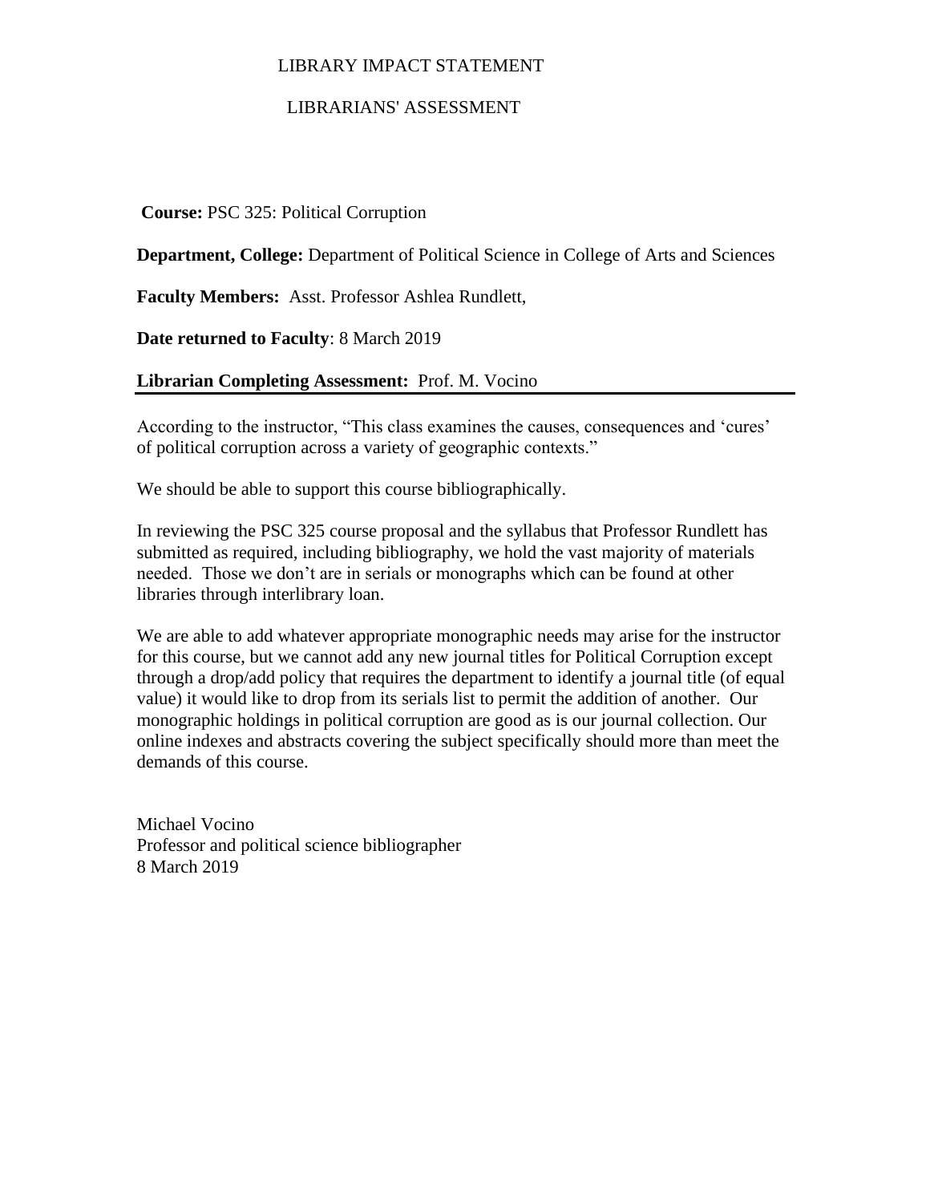# LIBRARY IMPACT STATEMENT

## LIBRARIANS' ASSESSMENT

**Course:** PSC 325: Political Corruption

**Department, College:** Department of Political Science in College of Arts and Sciences

**Faculty Members:** Asst. Professor Ashlea Rundlett,

**Date returned to Faculty**: 8 March 2019

**Librarian Completing Assessment:** Prof. M. Vocino

---

According to the instructor, "This class examines the causes, consequences and 'cures' of political corruption across a variety of geographic contexts."

We should be able to support this course bibliographically.

In reviewing the PSC 325 course proposal and the syllabus that Professor Rundlett has submitted as required, including bibliography, we hold the vast majority of materials needed. Those we don't are in serials or monographs which can be found at other libraries through interlibrary loan.

We are able to add whatever appropriate monographic needs may arise for the instructor for this course, but we cannot add any new journal titles for Political Corruption except through a drop/add policy that requires the department to identify a journal title (of equal value) it would like to drop from its serials list to permit the addition of another. Our monographic holdings in political corruption are good as is our journal collection. Our online indexes and abstracts covering the subject specifically should more than meet the demands of this course.

Michael Vocino
Professor and political science bibliographer
8 March 2019